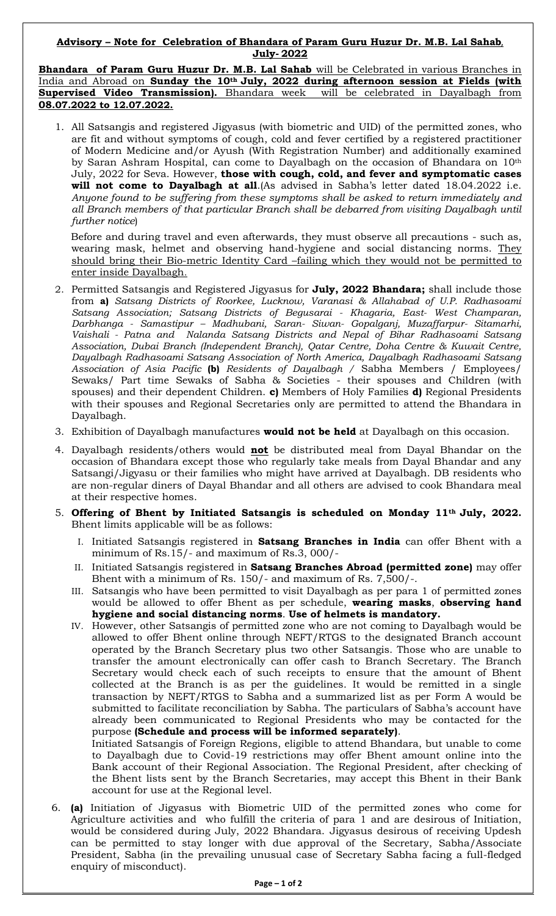**<u>Advisory – Note for Celebration of Bhandara of Param Guru Huzur Dr. M.B. Lal Sahab, July- 2022</u>**

<u>**Bhandara of Param Guru Huzur Dr. M.B. Lal Sahab** will be Celebrated in various Branches in India and Abroad on **Sunday the 10th July, 2022 during afternoon session at Fields (with Supervised Video Transmission).** Bhandara week will be celebrated in Dayalbagh from **08.07.2022 to 12.07.2022.**</u>

1. All Satsangis and registered Jigyasus (with biometric and UID) of the permitted zones, who are fit and without symptoms of cough, cold and fever certified by a registered practitioner of Modern Medicine and/or Ayush (With Registration Number) and additionally examined by Saran Ashram Hospital, can come to Dayalbagh on the occasion of Bhandara on 10th July, 2022 for Seva. However, **those with cough, cold, and fever and symptomatic cases will not come to Dayalbagh at all**.(As advised in Sabha's letter dated 18.04.2022 i.e. *Anyone found to be suffering from these symptoms shall be asked to return immediately and all Branch members of that particular Branch shall be debarred from visiting Dayalbagh until further notice*)

   Before and during travel and even afterwards, they must observe all precautions - such as, wearing mask, helmet and observing hand-hygiene and social distancing norms. <u>They should bring their Bio-metric Identity Card –failing which they would not be permitted to enter inside Dayalbagh.</u>

2. Permitted Satsangis and Registered Jigyasus for **July, 2022 Bhandara;** shall include those from **a)** *Satsang Districts of Roorkee, Lucknow, Varanasi & Allahabad of U.P. Radhasoami Satsang Association; Satsang Districts of Begusarai - Khagaria, East- West Champaran, Darbhanga - Samastipur – Madhubani, Saran- Siwan- Gopalganj, Muzaffarpur- Sitamarhi, Vaishali - Patna and Nalanda Satsang Districts and Nepal of Bihar Radhasoami Satsang Association, Dubai Branch (Independent Branch), Qatar Centre, Doha Centre & Kuwait Centre, Dayalbagh Radhasoami Satsang Association of North America, Dayalbagh Radhasoami Satsang Association of Asia Pacific* **(b)** *Residents of Dayalbagh /* Sabha Members / Employees/ Sewaks/ Part time Sewaks of Sabha & Societies - their spouses and Children (with spouses) and their dependent Children. **c)** Members of Holy Families **d)** Regional Presidents with their spouses and Regional Secretaries only are permitted to attend the Bhandara in Dayalbagh.

3. Exhibition of Dayalbagh manufactures **would not be held** at Dayalbagh on this occasion.

4. Dayalbagh residents/others would **<u>not</u>** be distributed meal from Dayal Bhandar on the occasion of Bhandara except those who regularly take meals from Dayal Bhandar and any Satsangi/Jigyasu or their families who might have arrived at Dayalbagh. DB residents who are non-regular diners of Dayal Bhandar and all others are advised to cook Bhandara meal at their respective homes.

5. **Offering of Bhent by Initiated Satsangis is scheduled on Monday 11th July, 2022.** Bhent limits applicable will be as follows:

   I. Initiated Satsangis registered in **Satsang Branches in India** can offer Bhent with a minimum of Rs.15/- and maximum of Rs.3, 000/-

   II. Initiated Satsangis registered in **Satsang Branches Abroad (permitted zone)** may offer Bhent with a minimum of Rs. 150/- and maximum of Rs. 7,500/-.

   III. Satsangis who have been permitted to visit Dayalbagh as per para 1 of permitted zones would be allowed to offer Bhent as per schedule, **wearing masks**, **observing hand hygiene and social distancing norms**. **Use of helmets is mandatory.**

   IV. However, other Satsangis of permitted zone who are not coming to Dayalbagh would be allowed to offer Bhent online through NEFT/RTGS to the designated Branch account operated by the Branch Secretary plus two other Satsangis. Those who are unable to transfer the amount electronically can offer cash to Branch Secretary. The Branch Secretary would check each of such receipts to ensure that the amount of Bhent collected at the Branch is as per the guidelines. It would be remitted in a single transaction by NEFT/RTGS to Sabha and a summarized list as per Form A would be submitted to facilitate reconciliation by Sabha. The particulars of Sabha's account have already been communicated to Regional Presidents who may be contacted for the purpose **(Schedule and process will be informed separately)**.

   Initiated Satsangis of Foreign Regions, eligible to attend Bhandara, but unable to come to Dayalbagh due to Covid-19 restrictions may offer Bhent amount online into the Bank account of their Regional Association. The Regional President, after checking of the Bhent lists sent by the Branch Secretaries, may accept this Bhent in their Bank account for use at the Regional level.

6. **(a)** Initiation of Jigyasus with Biometric UID of the permitted zones who come for Agriculture activities and who fulfill the criteria of para 1 and are desirous of Initiation, would be considered during July, 2022 Bhandara. Jigyasus desirous of receiving Updesh can be permitted to stay longer with due approval of the Secretary, Sabha/Associate President, Sabha (in the prevailing unusual case of Secretary Sabha facing a full-fledged enquiry of misconduct).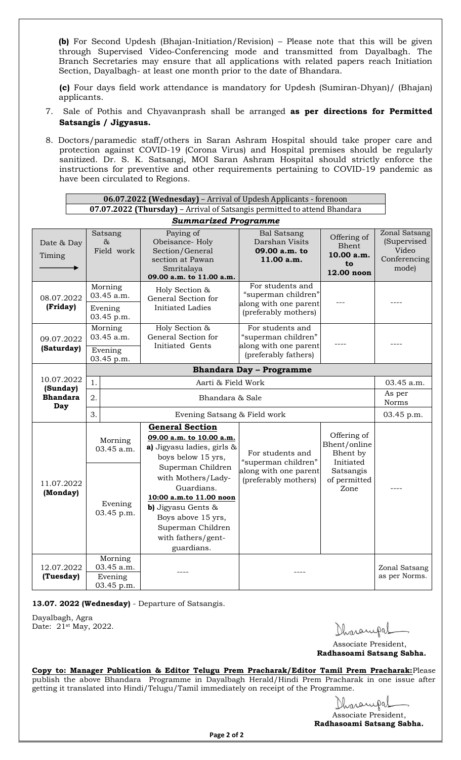**(b)** For Second Updesh (Bhajan-Initiation/Revision) – Please note that this will be given through Supervised Video-Conferencing mode and transmitted from Dayalbagh. The Branch Secretaries may ensure that all applications with related papers reach Initiation Section, Dayalbagh- at least one month prior to the date of Bhandara.

**(c)** Four days field work attendance is mandatory for Updesh (Sumiran-Dhyan)/ (Bhajan) applicants.

7. Sale of Pothis and Chyavanprash shall be arranged **as per directions for Permitted Satsangis / Jigyasus.**

8. Doctors/paramedic staff/others in Saran Ashram Hospital should take proper care and protection against COVID-19 (Corona Virus) and Hospital premises should be regularly sanitized. Dr. S. K. Satsangi, MOI Saran Ashram Hospital should strictly enforce the instructions for preventive and other requirements pertaining to COVID-19 pandemic as have been circulated to Regions.

**06.07.2022 (Wednesday)** – Arrival of Updesh Applicants - forenoon

**07.07.2022 (Thursday)** – Arrival of Satsangis permitted to attend Bhandara

***Summarized Programme***

| Date & Day Timing → | Satsang & Field work | Paying of Obeisance- Holy Section/General section at Pawan Smritalaya **09.00 a.m. to 11.00 a.m.** | Bal Satsang Darshan Visits **09.00 a.m. to 11.00 a.m.** | Offering of Bhent **10.00 a.m. to 12.00 noon** | Zonal Satsang (Supervised Video Conferencing mode) |
|---|---|---|---|---|---|
| 08.07.2022 **(Friday)** | Morning 03.45 a.m. / Evening 03.45 p.m. | Holy Section & General Section for Initiated Ladies | For students and "superman children" along with one parent (preferably mothers) | --- | ---- |
| 09.07.2022 **(Saturday)** | Morning 03.45 a.m. / Evening 03.45 p.m. | Holy Section & General Section for Initiated Gents | For students and "superman children" along with one parent (preferably fathers) | ---- | ---- |
| 10.07.2022 **(Sunday) Bhandara Day** | **Bhandara Day – Programme** | | | | |
| | 1. Aarti & Field Work | | | | 03.45 a.m. |
| | 2. Bhandara & Sale | | | | As per Norms |
| | 3. Evening Satsang & Field work | | | | 03.45 p.m. |
| 11.07.2022 **(Monday)** | Morning 03.45 a.m. / Evening 03.45 p.m. | **General Section** **09.00 a.m. to 10.00 a.m.** **a)** Jigyasu ladies, girls & boys below 15 yrs, Superman Children with Mothers/Lady-Guardians. **10:00 a.m.to 11.00 noon** **b)** Jigyasu Gents & Boys above 15 yrs, Superman Children with fathers/gent-guardians. | For students and "superman children" along with one parent (preferably mothers) | Offering of Bhent/online Bhent by Initiated Satsangis of permitted Zone | ---- |
| 12.07.2022 **(Tuesday)** | Morning 03.45 a.m. / Evening 03.45 p.m. | ---- | ---- | | Zonal Satsang as per Norms. |

**13.07. 2022 (Wednesday)** - Departure of Satsangis.

Dayalbagh, Agra
Date: 21st May, 2022.

Dharampal
Associate President,
**Radhasoami Satsang Sabha.**

**Copy to: Manager Publication & Editor Telugu Prem Pracharak/Editor Tamil Prem Pracharak:** Please publish the above Bhandara Programme in Dayalbagh Herald/Hindi Prem Pracharak in one issue after getting it translated into Hindi/Telugu/Tamil immediately on receipt of the Programme.

Dharampal
Associate President,
**Radhasoami Satsang Sabha.**